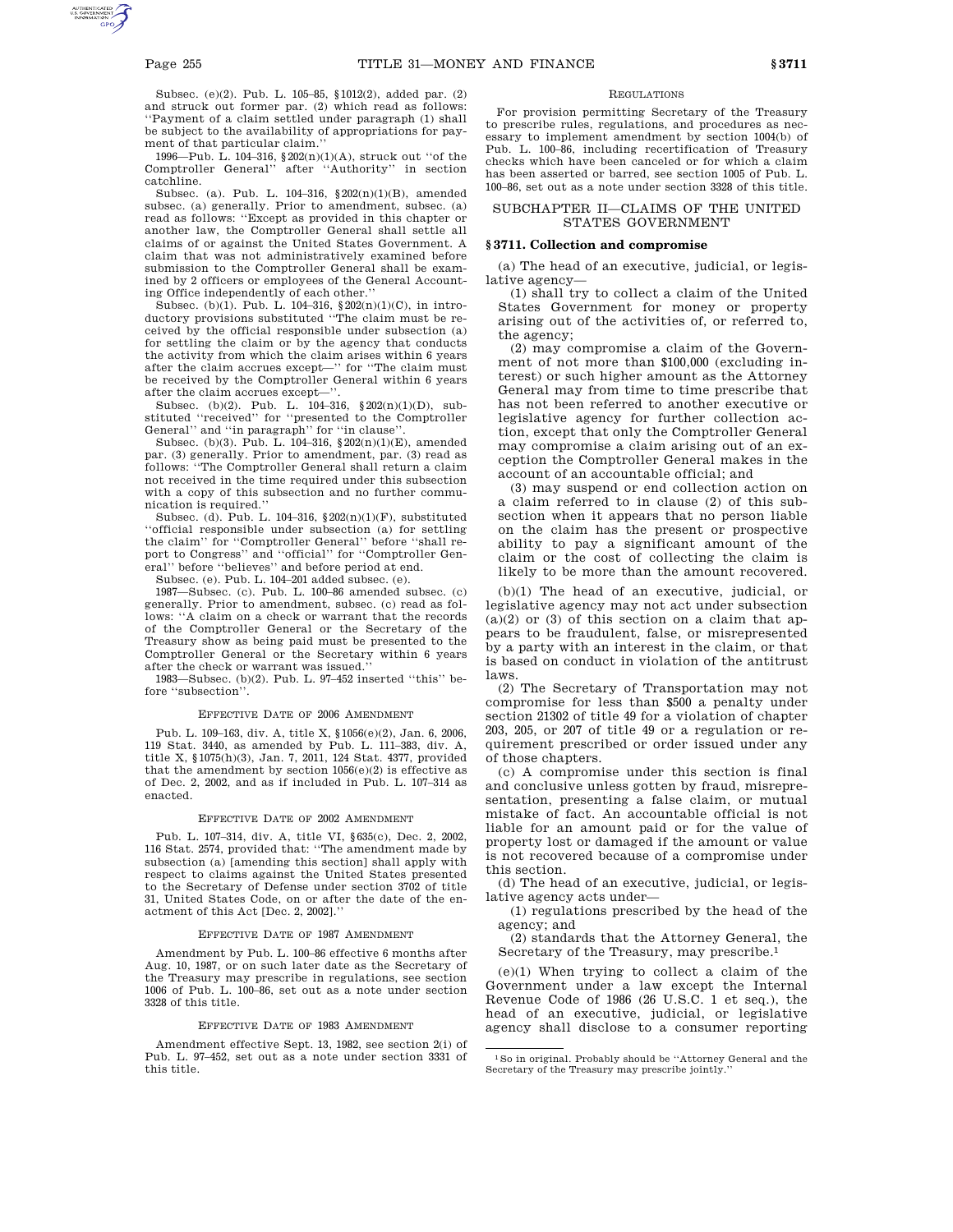Subsec. (e)(2). Pub. L. 105–85, §1012(2), added par. (2) and struck out former par. (2) which read as follows: ''Payment of a claim settled under paragraph (1) shall be subject to the availability of appropriations for payment of that particular claim.''

1996—Pub. L. 104–316, §202(n)(1)(A), struck out ''of the Comptroller General'' after ''Authority'' in section catchline.

Subsec. (a). Pub. L. 104–316, §202(n)(1)(B), amended subsec. (a) generally. Prior to amendment, subsec. (a) read as follows: ''Except as provided in this chapter or another law, the Comptroller General shall settle all claims of or against the United States Government. A claim that was not administratively examined before submission to the Comptroller General shall be examined by 2 officers or employees of the General Accounting Office independently of each other.''

Subsec. (b)(1). Pub. L. 104–316, §202(n)(1)(C), in introductory provisions substituted ''The claim must be received by the official responsible under subsection (a) for settling the claim or by the agency that conducts the activity from which the claim arises within 6 years after the claim accrues except—'' for ''The claim must be received by the Comptroller General within 6 years after the claim accrues except—''.

Subsec. (b)(2). Pub. L. 104–316, §202(n)(1)(D), substituted ''received'' for ''presented to the Comptroller General'' and ''in paragraph'' for ''in clause''.

Subsec. (b)(3). Pub. L. 104–316, §202(n)(1)(E), amended par. (3) generally. Prior to amendment, par. (3) read as follows: ''The Comptroller General shall return a claim not received in the time required under this subsection with a copy of this subsection and no further communication is required.''

Subsec. (d). Pub. L. 104–316, §202(n)(1)(F), substituted ''official responsible under subsection (a) for settling the claim'' for ''Comptroller General'' before ''shall report to Congress'' and ''official'' for ''Comptroller General'' before ''believes'' and before period at end.

Subsec. (e). Pub. L. 104–201 added subsec. (e).

1987—Subsec. (c). Pub. L. 100–86 amended subsec. (c) generally. Prior to amendment, subsec. (c) read as follows: ''A claim on a check or warrant that the records of the Comptroller General or the Secretary of the Treasury show as being paid must be presented to the Comptroller General or the Secretary within 6 years after the check or warrant was issued.''

1983—Subsec. (b)(2). Pub. L. 97–452 inserted ''this'' before ''subsection''.

EFFECTIVE DATE OF 2006 AMENDMENT

Pub. L. 109–163, div. A, title X, §1056(e)(2), Jan. 6, 2006, 119 Stat. 3440, as amended by Pub. L. 111–383, div. A, title X, §1075(h)(3), Jan. 7, 2011, 124 Stat. 4377, provided that the amendment by section 1056(e)(2) is effective as of Dec. 2, 2002, and as if included in Pub. L. 107–314 as enacted.

EFFECTIVE DATE OF 2002 AMENDMENT

Pub. L. 107–314, div. A, title VI, §635(c), Dec. 2, 2002, 116 Stat. 2574, provided that: ''The amendment made by subsection (a) [amending this section] shall apply with respect to claims against the United States presented to the Secretary of Defense under section 3702 of title 31, United States Code, on or after the date of the enactment of this Act [Dec. 2, 2002].''

EFFECTIVE DATE OF 1987 AMENDMENT

Amendment by Pub. L. 100–86 effective 6 months after Aug. 10, 1987, or on such later date as the Secretary of the Treasury may prescribe in regulations, see section 1006 of Pub. L. 100–86, set out as a note under section 3328 of this title.

EFFECTIVE DATE OF 1983 AMENDMENT

Amendment effective Sept. 13, 1982, see section 2(i) of Pub. L. 97–452, set out as a note under section 3331 of this title.

REGULATIONS

For provision permitting Secretary of the Treasury to prescribe rules, regulations, and procedures as necessary to implement amendment by section 1004(b) of Pub. L. 100–86, including recertification of Treasury checks which have been canceled or for which a claim has been asserted or barred, see section 1005 of Pub. L. 100–86, set out as a note under section 3328 of this title.

## SUBCHAPTER II—CLAIMS OF THE UNITED STATES GOVERNMENT

### §3711. Collection and compromise

(a) The head of an executive, judicial, or legislative agency—

(1) shall try to collect a claim of the United States Government for money or property arising out of the activities of, or referred to, the agency;

(2) may compromise a claim of the Government of not more than $100,000 (excluding interest) or such higher amount as the Attorney General may from time to time prescribe that has not been referred to another executive or legislative agency for further collection action, except that only the Comptroller General may compromise a claim arising out of an exception the Comptroller General makes in the account of an accountable official; and

(3) may suspend or end collection action on a claim referred to in clause (2) of this subsection when it appears that no person liable on the claim has the present or prospective ability to pay a significant amount of the claim or the cost of collecting the claim is likely to be more than the amount recovered.

(b)(1) The head of an executive, judicial, or legislative agency may not act under subsection (a)(2) or (3) of this section on a claim that appears to be fraudulent, false, or misrepresented by a party with an interest in the claim, or that is based on conduct in violation of the antitrust laws.

(2) The Secretary of Transportation may not compromise for less than $500 a penalty under section 21302 of title 49 for a violation of chapter 203, 205, or 207 of title 49 or a regulation or requirement prescribed or order issued under any of those chapters.

(c) A compromise under this section is final and conclusive unless gotten by fraud, misrepresentation, presenting a false claim, or mutual mistake of fact. An accountable official is not liable for an amount paid or for the value of property lost or damaged if the amount or value is not recovered because of a compromise under this section.

(d) The head of an executive, judicial, or legislative agency acts under—

(1) regulations prescribed by the head of the agency; and

(2) standards that the Attorney General, the Secretary of the Treasury, may prescribe.[1]

(e)(1) When trying to collect a claim of the Government under a law except the Internal Revenue Code of 1986 (26 U.S.C. 1 et seq.), the head of an executive, judicial, or legislative agency shall disclose to a consumer reporting

[1] So in original. Probably should be ''Attorney General and the Secretary of the Treasury may prescribe jointly.''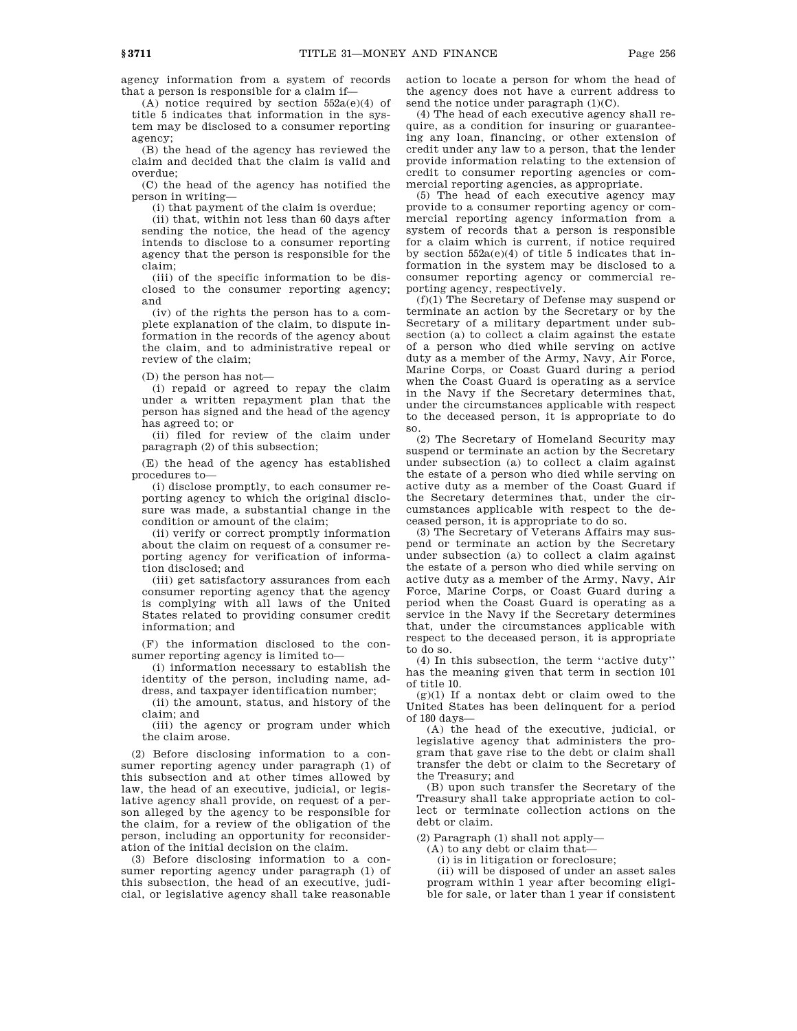agency information from a system of records that a person is responsible for a claim if—

(A) notice required by section 552a(e)(4) of title 5 indicates that information in the system may be disclosed to a consumer reporting agency;

(B) the head of the agency has reviewed the claim and decided that the claim is valid and overdue;

(C) the head of the agency has notified the person in writing—

(i) that payment of the claim is overdue;

(ii) that, within not less than 60 days after sending the notice, the head of the agency intends to disclose to a consumer reporting agency that the person is responsible for the claim;

(iii) of the specific information to be disclosed to the consumer reporting agency; and

(iv) of the rights the person has to a complete explanation of the claim, to dispute information in the records of the agency about the claim, and to administrative repeal or review of the claim;

(D) the person has not—

(i) repaid or agreed to repay the claim under a written repayment plan that the person has signed and the head of the agency has agreed to; or

(ii) filed for review of the claim under paragraph (2) of this subsection;

(E) the head of the agency has established procedures to—

(i) disclose promptly, to each consumer reporting agency to which the original disclosure was made, a substantial change in the condition or amount of the claim;

(ii) verify or correct promptly information about the claim on request of a consumer reporting agency for verification of information disclosed; and

(iii) get satisfactory assurances from each consumer reporting agency that the agency is complying with all laws of the United States related to providing consumer credit information; and

(F) the information disclosed to the consumer reporting agency is limited to—

(i) information necessary to establish the identity of the person, including name, address, and taxpayer identification number;

(ii) the amount, status, and history of the claim; and

(iii) the agency or program under which the claim arose.

(2) Before disclosing information to a consumer reporting agency under paragraph (1) of this subsection and at other times allowed by law, the head of an executive, judicial, or legislative agency shall provide, on request of a person alleged by the agency to be responsible for the claim, for a review of the obligation of the person, including an opportunity for reconsideration of the initial decision on the claim.

(3) Before disclosing information to a consumer reporting agency under paragraph (1) of this subsection, the head of an executive, judicial, or legislative agency shall take reasonable action to locate a person for whom the head of the agency does not have a current address to send the notice under paragraph (1)(C).

(4) The head of each executive agency shall require, as a condition for insuring or guaranteeing any loan, financing, or other extension of credit under any law to a person, that the lender provide information relating to the extension of credit to consumer reporting agencies or commercial reporting agencies, as appropriate.

(5) The head of each executive agency may provide to a consumer reporting agency or commercial reporting agency information from a system of records that a person is responsible for a claim which is current, if notice required by section 552a(e)(4) of title 5 indicates that information in the system may be disclosed to a consumer reporting agency or commercial reporting agency, respectively.

(f)(1) The Secretary of Defense may suspend or terminate an action by the Secretary or by the Secretary of a military department under subsection (a) to collect a claim against the estate of a person who died while serving on active duty as a member of the Army, Navy, Air Force, Marine Corps, or Coast Guard during a period when the Coast Guard is operating as a service in the Navy if the Secretary determines that, under the circumstances applicable with respect to the deceased person, it is appropriate to do so.

(2) The Secretary of Homeland Security may suspend or terminate an action by the Secretary under subsection (a) to collect a claim against the estate of a person who died while serving on active duty as a member of the Coast Guard if the Secretary determines that, under the circumstances applicable with respect to the deceased person, it is appropriate to do so.

(3) The Secretary of Veterans Affairs may suspend or terminate an action by the Secretary under subsection (a) to collect a claim against the estate of a person who died while serving on active duty as a member of the Army, Navy, Air Force, Marine Corps, or Coast Guard during a period when the Coast Guard is operating as a service in the Navy if the Secretary determines that, under the circumstances applicable with respect to the deceased person, it is appropriate to do so.

(4) In this subsection, the term ''active duty'' has the meaning given that term in section 101 of title 10.

(g)(1) If a nontax debt or claim owed to the United States has been delinquent for a period of 180 days—

(A) the head of the executive, judicial, or legislative agency that administers the program that gave rise to the debt or claim shall transfer the debt or claim to the Secretary of the Treasury; and

(B) upon such transfer the Secretary of the Treasury shall take appropriate action to collect or terminate collection actions on the debt or claim.

(2) Paragraph (1) shall not apply—

(A) to any debt or claim that—

(i) is in litigation or foreclosure;

(ii) will be disposed of under an asset sales program within 1 year after becoming eligible for sale, or later than 1 year if consistent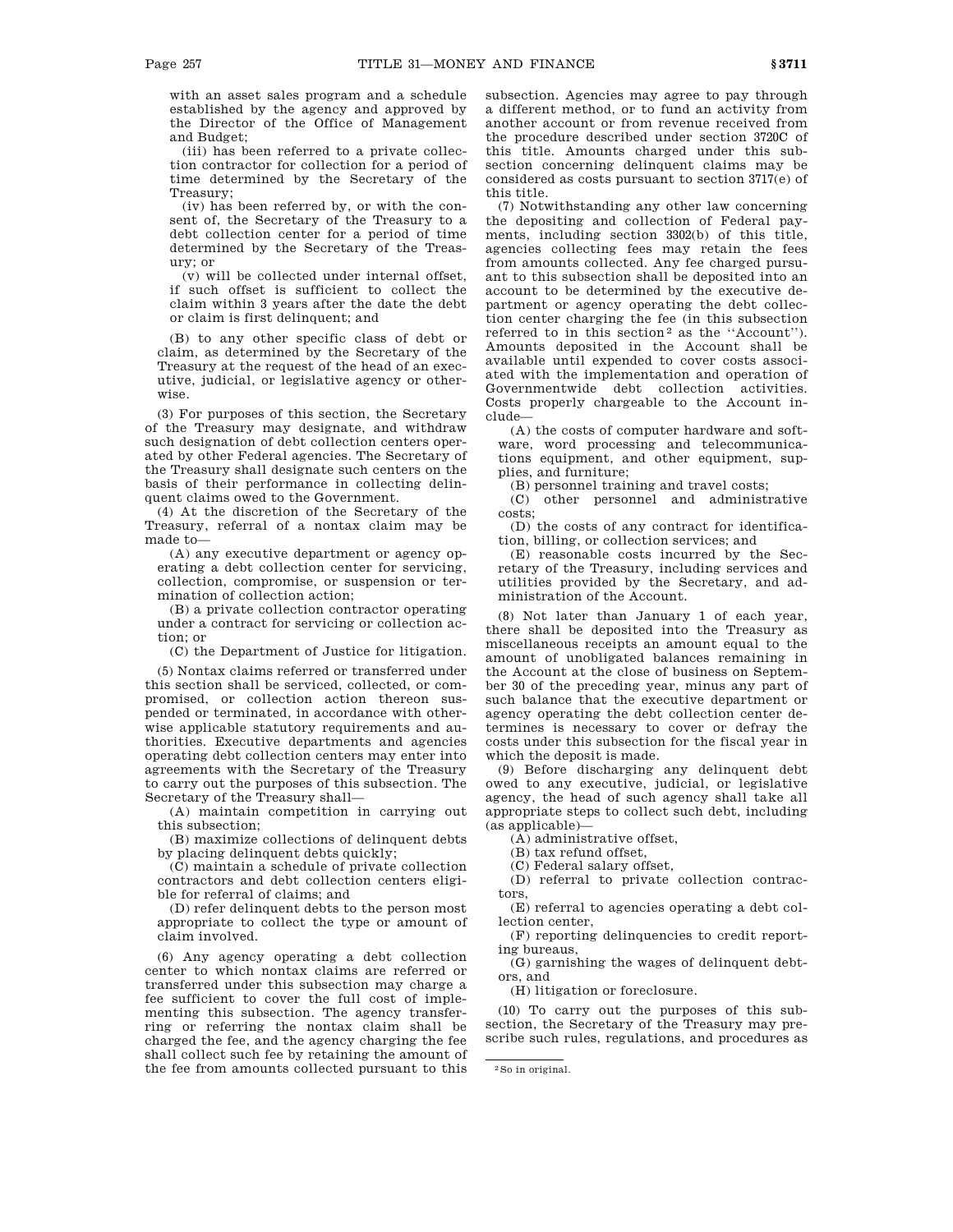with an asset sales program and a schedule established by the agency and approved by the Director of the Office of Management and Budget;

(iii) has been referred to a private collection contractor for collection for a period of time determined by the Secretary of the Treasury;

(iv) has been referred by, or with the consent of, the Secretary of the Treasury to a debt collection center for a period of time determined by the Secretary of the Treasury; or

(v) will be collected under internal offset, if such offset is sufficient to collect the claim within 3 years after the date the debt or claim is first delinquent; and

(B) to any other specific class of debt or claim, as determined by the Secretary of the Treasury at the request of the head of an executive, judicial, or legislative agency or otherwise.

(3) For purposes of this section, the Secretary of the Treasury may designate, and withdraw such designation of debt collection centers operated by other Federal agencies. The Secretary of the Treasury shall designate such centers on the basis of their performance in collecting delinquent claims owed to the Government.

(4) At the discretion of the Secretary of the Treasury, referral of a nontax claim may be made to—

(A) any executive department or agency operating a debt collection center for servicing, collection, compromise, or suspension or termination of collection action;

(B) a private collection contractor operating under a contract for servicing or collection action; or

(C) the Department of Justice for litigation.

(5) Nontax claims referred or transferred under this section shall be serviced, collected, or compromised, or collection action thereon suspended or terminated, in accordance with otherwise applicable statutory requirements and authorities. Executive departments and agencies operating debt collection centers may enter into agreements with the Secretary of the Treasury to carry out the purposes of this subsection. The Secretary of the Treasury shall—

(A) maintain competition in carrying out this subsection;

(B) maximize collections of delinquent debts by placing delinquent debts quickly;

(C) maintain a schedule of private collection contractors and debt collection centers eligible for referral of claims; and

(D) refer delinquent debts to the person most appropriate to collect the type or amount of claim involved.

(6) Any agency operating a debt collection center to which nontax claims are referred or transferred under this subsection may charge a fee sufficient to cover the full cost of implementing this subsection. The agency transferring or referring the nontax claim shall be charged the fee, and the agency charging the fee shall collect such fee by retaining the amount of the fee from amounts collected pursuant to this subsection. Agencies may agree to pay through a different method, or to fund an activity from another account or from revenue received from the procedure described under section 3720C of this title. Amounts charged under this subsection concerning delinquent claims may be considered as costs pursuant to section 3717(e) of this title.

(7) Notwithstanding any other law concerning the depositing and collection of Federal payments, including section 3302(b) of this title, agencies collecting fees may retain the fees from amounts collected. Any fee charged pursuant to this subsection shall be deposited into an account to be determined by the executive department or agency operating the debt collection center charging the fee (in this subsection referred to in this section[2] as the "Account"). Amounts deposited in the Account shall be available until expended to cover costs associated with the implementation and operation of Governmentwide debt collection activities. Costs properly chargeable to the Account include—

(A) the costs of computer hardware and software, word processing and telecommunications equipment, and other equipment, supplies, and furniture;

(B) personnel training and travel costs;

(C) other personnel and administrative costs;

(D) the costs of any contract for identification, billing, or collection services; and

(E) reasonable costs incurred by the Secretary of the Treasury, including services and utilities provided by the Secretary, and administration of the Account.

(8) Not later than January 1 of each year, there shall be deposited into the Treasury as miscellaneous receipts an amount equal to the amount of unobligated balances remaining in the Account at the close of business on September 30 of the preceding year, minus any part of such balance that the executive department or agency operating the debt collection center determines is necessary to cover or defray the costs under this subsection for the fiscal year in which the deposit is made.

(9) Before discharging any delinquent debt owed to any executive, judicial, or legislative agency, the head of such agency shall take all appropriate steps to collect such debt, including (as applicable)—

(A) administrative offset,

(B) tax refund offset,

(C) Federal salary offset,

(D) referral to private collection contractors,

(E) referral to agencies operating a debt collection center,

(F) reporting delinquencies to credit reporting bureaus,

(G) garnishing the wages of delinquent debtors, and

(H) litigation or foreclosure.

(10) To carry out the purposes of this subsection, the Secretary of the Treasury may prescribe such rules, regulations, and procedures as

[2] So in original.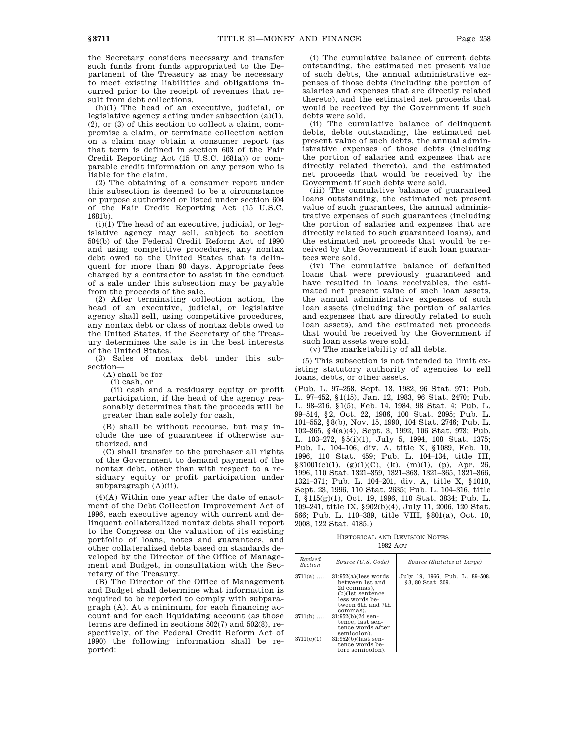the Secretary considers necessary and transfer such funds from funds appropriated to the Department of the Treasury as may be necessary to meet existing liabilities and obligations incurred prior to the receipt of revenues that result from debt collections.

(h)(1) The head of an executive, judicial, or legislative agency acting under subsection (a)(1), (2), or (3) of this section to collect a claim, compromise a claim, or terminate collection action on a claim may obtain a consumer report (as that term is defined in section 603 of the Fair Credit Reporting Act (15 U.S.C. 1681a)) or comparable credit information on any person who is liable for the claim.

(2) The obtaining of a consumer report under this subsection is deemed to be a circumstance or purpose authorized or listed under section 604 of the Fair Credit Reporting Act (15 U.S.C. 1681b).

(i)(1) The head of an executive, judicial, or legislative agency may sell, subject to section 504(b) of the Federal Credit Reform Act of 1990 and using competitive procedures, any nontax debt owed to the United States that is delinquent for more than 90 days. Appropriate fees charged by a contractor to assist in the conduct of a sale under this subsection may be payable from the proceeds of the sale.

(2) After terminating collection action, the head of an executive, judicial, or legislative agency shall sell, using competitive procedures, any nontax debt or class of nontax debts owed to the United States, if the Secretary of the Treasury determines the sale is in the best interests of the United States.

(3) Sales of nontax debt under this subsection—

(A) shall be for—

(i) cash, or

(ii) cash and a residuary equity or profit participation, if the head of the agency reasonably determines that the proceeds will be greater than sale solely for cash,

(B) shall be without recourse, but may include the use of guarantees if otherwise authorized, and

(C) shall transfer to the purchaser all rights of the Government to demand payment of the nontax debt, other than with respect to a residuary equity or profit participation under subparagraph (A)(ii).

(4)(A) Within one year after the date of enactment of the Debt Collection Improvement Act of 1996, each executive agency with current and delinquent collateralized nontax debts shall report to the Congress on the valuation of its existing portfolio of loans, notes and guarantees, and other collateralized debts based on standards developed by the Director of the Office of Management and Budget, in consultation with the Secretary of the Treasury.

(B) The Director of the Office of Management and Budget shall determine what information is required to be reported to comply with subparagraph (A). At a minimum, for each financing account and for each liquidating account (as those terms are defined in sections 502(7) and 502(8), respectively, of the Federal Credit Reform Act of 1990) the following information shall be reported:

(i) The cumulative balance of current debts outstanding, the estimated net present value of such debts, the annual administrative expenses of those debts (including the portion of salaries and expenses that are directly related thereto), and the estimated net proceeds that would be received by the Government if such debts were sold.

(ii) The cumulative balance of delinquent debts, debts outstanding, the estimated net present value of such debts, the annual administrative expenses of those debts (including the portion of salaries and expenses that are directly related thereto), and the estimated net proceeds that would be received by the Government if such debts were sold.

(iii) The cumulative balance of guaranteed loans outstanding, the estimated net present value of such guarantees, the annual administrative expenses of such guarantees (including the portion of salaries and expenses that are directly related to such guaranteed loans), and the estimated net proceeds that would be received by the Government if such loan guarantees were sold.

(iv) The cumulative balance of defaulted loans that were previously guaranteed and have resulted in loans receivables, the estimated net present value of such loan assets, the annual administrative expenses of such loan assets (including the portion of salaries and expenses that are directly related to such loan assets), and the estimated net proceeds that would be received by the Government if such loan assets were sold.

(v) The marketability of all debts.

(5) This subsection is not intended to limit existing statutory authority of agencies to sell loans, debts, or other assets.

(Pub. L. 97–258, Sept. 13, 1982, 96 Stat. 971; Pub. L. 97–452, §1(15), Jan. 12, 1983, 96 Stat. 2470; Pub. L. 98–216, §1(5), Feb. 14, 1984, 98 Stat. 4; Pub. L. 99–514, §2, Oct. 22, 1986, 100 Stat. 2095; Pub. L. 101–552, §8(b), Nov. 15, 1990, 104 Stat. 2746; Pub. L. 102–365, §4(a)(4), Sept. 3, 1992, 106 Stat. 973; Pub. L. 103–272, §5(i)(1), July 5, 1994, 108 Stat. 1375; Pub. L. 104–106, div. A, title X, §1089, Feb. 10, 1996, 110 Stat. 459; Pub. L. 104–134, title III, §31001(c)(1), (g)(1)(C), (k), (m)(1), (p), Apr. 26, 1996, 110 Stat. 1321–359, 1321–363, 1321–365, 1321–366, 1321–371; Pub. L. 104–201, div. A, title X, §1010, Sept. 23, 1996, 110 Stat. 2635; Pub. L. 104–316, title I, §115(g)(1), Oct. 19, 1996, 110 Stat. 3834; Pub. L. 109–241, title IX, §902(b)(4), July 11, 2006, 120 Stat. 566; Pub. L. 110–389, title VIII, §801(a), Oct. 10, 2008, 122 Stat. 4185.)

HISTORICAL AND REVISION NOTES

1982 ACT

| Revised Section | Source (U.S. Code) | Source (Statutes at Large) |
|---|---|---|
| 3711(a) ..... | 31:952(a)(less words between 1st and 2d commas), (b)(1st sentence less words between 6th and 7th commas). | July 19, 1966, Pub. L. 89–508, §3, 80 Stat. 309. |
| 3711(b) ..... | 31:952(b)(2d sentence, last sentence words after semicolon). | |
| 3711(c)(1) | 31:952(b)(last sentence words before semicolon). | |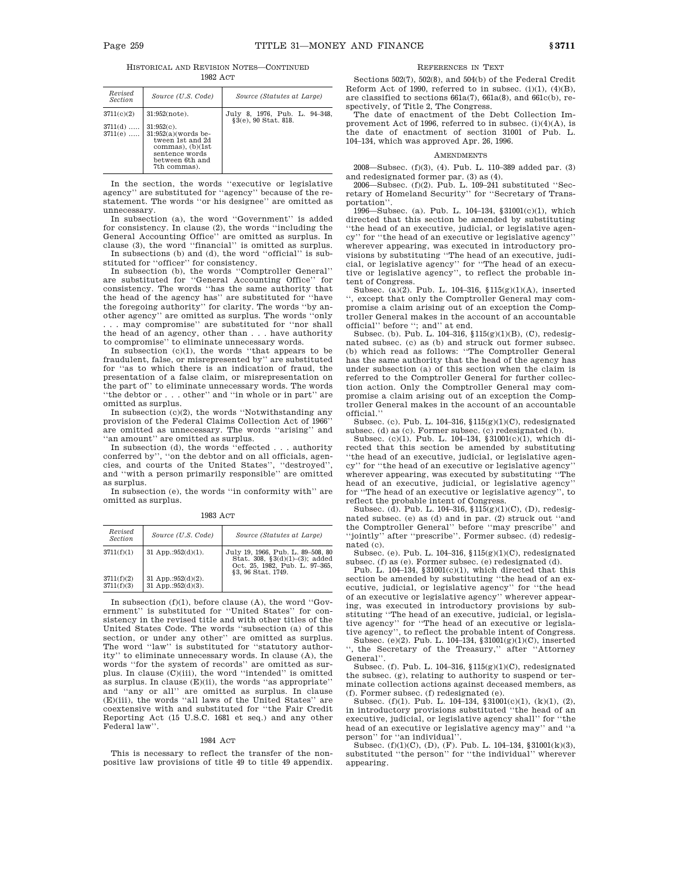HISTORICAL AND REVISION NOTES—CONTINUED

1982 ACT

| Revised Section | Source (U.S. Code) | Source (Statutes at Large) |
|---|---|---|
| 3711(c)(2) | 31:952(note). | July 8, 1976, Pub. L. 94–348, §3(e), 90 Stat. 818. |
| 3711(d) ….. | 31:952(c). | |
| 3711(e) ….. | 31:952(a)(words between 1st and 2d commas), (b)(1st sentence words between 6th and 7th commas). | |

In the section, the words "executive or legislative agency" are substituted for "agency" because of the restatement. The words "or his designee" are omitted as unnecessary.

In subsection (a), the word "Government" is added for consistency. In clause (2), the words "including the General Accounting Office" are omitted as surplus. In clause (3), the word "financial" is omitted as surplus.

In subsections (b) and (d), the word "official" is substituted for "officer" for consistency.

In subsection (b), the words "Comptroller General" are substituted for "General Accounting Office" for consistency. The words "has the same authority that the head of the agency has" are substituted for "have the foregoing authority" for clarity. The words "by another agency" are omitted as surplus. The words "only . . . may compromise" are substituted for "nor shall the head of an agency, other than . . . have authority to compromise" to eliminate unnecessary words.

In subsection (c)(1), the words "that appears to be fraudulent, false, or misrepresented by" are substituted for "as to which there is an indication of fraud, the presentation of a false claim, or misrepresentation on the part of" to eliminate unnecessary words. The words "the debtor or . . . other" and "in whole or in part" are omitted as surplus.

In subsection (c)(2), the words "Notwithstanding any provision of the Federal Claims Collection Act of 1966" are omitted as unnecessary. The words "arising" and "an amount" are omitted as surplus.

In subsection (d), the words "effected . . . authority conferred by", "on the debtor and on all officials, agencies, and courts of the United States", "destroyed", and "with a person primarily responsible" are omitted as surplus.

In subsection (e), the words "in conformity with" are omitted as surplus.

1983 ACT

| Revised Section | Source (U.S. Code) | Source (Statutes at Large) |
|---|---|---|
| 3711(f)(1) | 31 App.:952(d)(1). | July 19, 1966, Pub. L. 89–508, 80 Stat. 308, §3(d)(1)–(3); added Oct. 25, 1982, Pub. L. 97–365, §3, 96 Stat. 1749. |
| 3711(f)(2) | 31 App.:952(d)(2). | |
| 3711(f)(3) | 31 App.:952(d)(3). | |

In subsection (f)(1), before clause (A), the word "Government" is substituted for "United States" for consistency in the revised title and with other titles of the United States Code. The words "subsection (a) of this section, or under any other" are omitted as surplus. The word "law" is substituted for "statutory authority" to eliminate unnecessary words. In clause (A), the words "for the system of records" are omitted as surplus. In clause (C)(iii), the word "intended" is omitted as surplus. In clause (E)(ii), the words "as appropriate" and "any or all" are omitted as surplus. In clause (E)(iii), the words "all laws of the United States" are coextensive with and substituted for "the Fair Credit Reporting Act (15 U.S.C. 1681 et seq.) and any other Federal law".

1984 ACT

This is necessary to reflect the transfer of the non-positive law provisions of title 49 to title 49 appendix.

REFERENCES IN TEXT

Sections 502(7), 502(8), and 504(b) of the Federal Credit Reform Act of 1990, referred to in subsec. (i)(1), (4)(B), are classified to sections 661a(7), 661a(8), and 661c(b), respectively, of Title 2, The Congress.

The date of enactment of the Debt Collection Improvement Act of 1996, referred to in subsec. (i)(4)(A), is the date of enactment of section 31001 of Pub. L. 104–134, which was approved Apr. 26, 1996.

AMENDMENTS

2008—Subsec. (f)(3), (4). Pub. L. 110–389 added par. (3) and redesignated former par. (3) as (4).

2006—Subsec. (f)(2). Pub. L. 109–241 substituted "Secretary of Homeland Security" for "Secretary of Transportation".

1996—Subsec. (a). Pub. L. 104–134, §31001(c)(1), which directed that this section be amended by substituting "the head of an executive, judicial, or legislative agency" for "the head of an executive or legislative agency" wherever appearing, was executed in introductory provisions by substituting "The head of an executive, judicial, or legislative agency" for "The head of an executive or legislative agency", to reflect the probable intent of Congress.

Subsec. (a)(2). Pub. L. 104–316, §115(g)(1)(A), inserted ", except that only the Comptroller General may compromise a claim arising out of an exception the Comptroller General makes in the account of an accountable official" before "; and" at end.

Subsec. (b). Pub. L. 104–316, §115(g)(1)(B), (C), redesignated subsec. (c) as (b) and struck out former subsec. (b) which read as follows: "The Comptroller General has the same authority that the head of the agency has under subsection (a) of this section when the claim is referred to the Comptroller General for further collection action. Only the Comptroller General may compromise a claim arising out of an exception the Comptroller General makes in the account of an accountable official."

Subsec. (c). Pub. L. 104–316, §115(g)(1)(C), redesignated subsec. (d) as (c). Former subsec. (c) redesignated (b).

Subsec. (c)(1). Pub. L. 104–134, §31001(c)(1), which directed that this section be amended by substituting "the head of an executive, judicial, or legislative agency" for "the head of an executive or legislative agency" wherever appearing, was executed by substituting "The head of an executive, judicial, or legislative agency" for "The head of an executive or legislative agency", to reflect the probable intent of Congress.

Subsec. (d). Pub. L. 104–316, §115(g)(1)(C), (D), redesignated subsec. (e) as (d) and in par. (2) struck out "and the Comptroller General" before "may prescribe" and "jointly" after "prescribe". Former subsec. (d) redesignated (c).

Subsec. (e). Pub. L. 104–316, §115(g)(1)(C), redesignated subsec. (f) as (e). Former subsec. (e) redesignated (d).

Pub. L. 104–134, §31001(c)(1), which directed that this section be amended by substituting "the head of an executive, judicial, or legislative agency" for "the head of an executive or legislative agency" wherever appearing, was executed in introductory provisions by substituting "The head of an executive, judicial, or legislative agency" for "The head of an executive or legislative agency", to reflect the probable intent of Congress.

Subsec. (e)(2). Pub. L. 104–134, §31001(g)(1)(C), inserted ", the Secretary of the Treasury," after "Attorney General".

Subsec. (f). Pub. L. 104–316, §115(g)(1)(C), redesignated the subsec. (g), relating to authority to suspend or terminate collection actions against deceased members, as (f). Former subsec. (f) redesignated (e).

Subsec. (f)(1). Pub. L. 104–134, §31001(c)(1), (k)(1), (2), in introductory provisions substituted "the head of an executive, judicial, or legislative agency shall" for "the head of an executive or legislative agency may" and "a person" for "an individual".

Subsec. (f)(1)(C), (D), (F). Pub. L. 104–134, §31001(k)(3), substituted "the person" for "the individual" wherever appearing.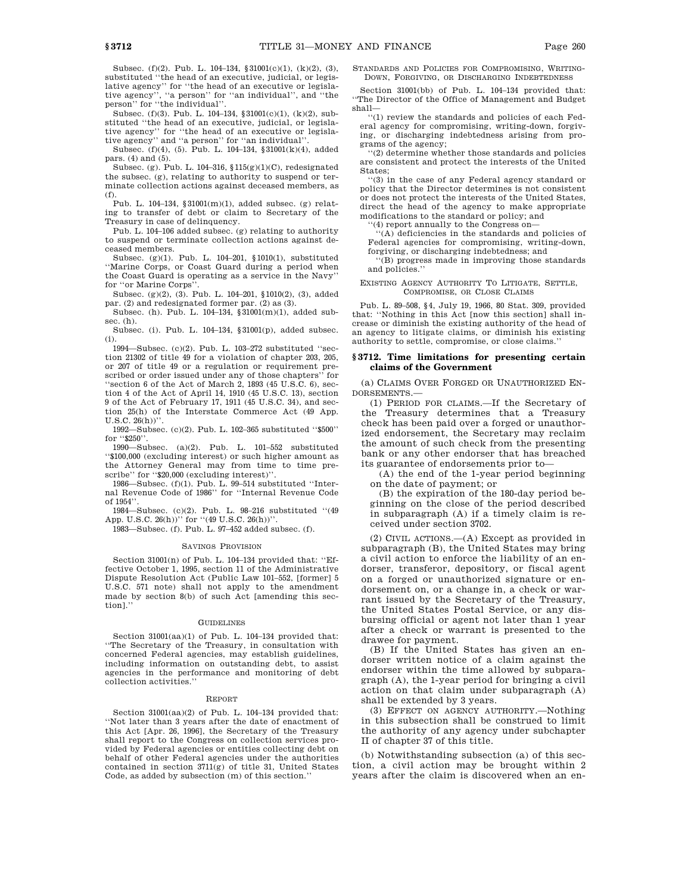Subsec. (f)(2). Pub. L. 104–134, §31001(c)(1), (k)(2), (3), substituted ''the head of an executive, judicial, or legislative agency'' for ''the head of an executive or legislative agency'', ''a person'' for ''an individual'', and ''the person'' for ''the individual''.

Subsec. (f)(3). Pub. L. 104–134, §31001(c)(1), (k)(2), substituted ''the head of an executive, judicial, or legislative agency'' for ''the head of an executive or legislative agency'' and ''a person'' for ''an individual''.

Subsec. (f)(4), (5). Pub. L. 104–134, §31001(k)(4), added pars. (4) and (5).

Subsec. (g). Pub. L. 104–316, §115(g)(1)(C), redesignated the subsec. (g), relating to authority to suspend or terminate collection actions against deceased members, as (f).

Pub. L. 104–134, §31001(m)(1), added subsec. (g) relating to transfer of debt or claim to Secretary of the Treasury in case of delinquency.

Pub. L. 104–106 added subsec. (g) relating to authority to suspend or terminate collection actions against deceased members.

Subsec. (g)(1). Pub. L. 104–201, §1010(1), substituted ''Marine Corps, or Coast Guard during a period when the Coast Guard is operating as a service in the Navy'' for ''or Marine Corps''.

Subsec. (g)(2), (3). Pub. L. 104–201, §1010(2), (3), added par. (2) and redesignated former par. (2) as (3).

Subsec. (h). Pub. L. 104–134, §31001(m)(1), added subsec. (h).

Subsec. (i). Pub. L. 104–134, §31001(p), added subsec. (i).

1994—Subsec. (c)(2). Pub. L. 103–272 substituted ''section 21302 of title 49 for a violation of chapter 203, 205, or 207 of title 49 or a regulation or requirement prescribed or order issued under any of those chapters'' for ''section 6 of the Act of March 2, 1893 (45 U.S.C. 6), section 4 of the Act of April 14, 1910 (45 U.S.C. 13), section 9 of the Act of February 17, 1911 (45 U.S.C. 34), and section 25(h) of the Interstate Commerce Act (49 App. U.S.C. 26(h))''.

1992—Subsec. (c)(2). Pub. L. 102–365 substituted ''$500'' for ''$250''.

1990—Subsec. (a)(2). Pub. L. 101–552 substituted ''$100,000 (excluding interest) or such higher amount as the Attorney General may from time to time prescribe'' for ''$20,000 (excluding interest)''.

1986—Subsec. (f)(1). Pub. L. 99–514 substituted ''Internal Revenue Code of 1986'' for ''Internal Revenue Code of 1954''.

1984—Subsec. (c)(2). Pub. L. 98–216 substituted ''(49 App. U.S.C. 26(h))'' for ''(49 U.S.C. 26(h))''.

1983—Subsec. (f). Pub. L. 97–452 added subsec. (f).

SAVINGS PROVISION

Section 31001(n) of Pub. L. 104–134 provided that: ''Effective October 1, 1995, section 11 of the Administrative Dispute Resolution Act (Public Law 101–552, [former] 5 U.S.C. 571 note) shall not apply to the amendment made by section 8(b) of such Act [amending this section].''

GUIDELINES

Section 31001(aa)(1) of Pub. L. 104–134 provided that: ''The Secretary of the Treasury, in consultation with concerned Federal agencies, may establish guidelines, including information on outstanding debt, to assist agencies in the performance and monitoring of debt collection activities.''

REPORT

Section 31001(aa)(2) of Pub. L. 104–134 provided that: ''Not later than 3 years after the date of enactment of this Act [Apr. 26, 1996], the Secretary of the Treasury shall report to the Congress on collection services provided by Federal agencies or entities collecting debt on behalf of other Federal agencies under the authorities contained in section 3711(g) of title 31, United States Code, as added by subsection (m) of this section.''

STANDARDS AND POLICIES FOR COMPROMISING, WRITING-DOWN, FORGIVING, OR DISCHARGING INDEBTEDNESS

Section 31001(bb) of Pub. L. 104–134 provided that: ''The Director of the Office of Management and Budget shall—

''(1) review the standards and policies of each Federal agency for compromising, writing-down, forgiving, or discharging indebtedness arising from programs of the agency;

''(2) determine whether those standards and policies are consistent and protect the interests of the United States;

''(3) in the case of any Federal agency standard or policy that the Director determines is not consistent or does not protect the interests of the United States, direct the head of the agency to make appropriate modifications to the standard or policy; and

''(4) report annually to the Congress on—

''(A) deficiencies in the standards and policies of Federal agencies for compromising, writing-down, forgiving, or discharging indebtedness; and

''(B) progress made in improving those standards and policies.''

EXISTING AGENCY AUTHORITY TO LITIGATE, SETTLE, COMPROMISE, OR CLOSE CLAIMS

Pub. L. 89–508, §4, July 19, 1966, 80 Stat. 309, provided that: ''Nothing in this Act [now this section] shall increase or diminish the existing authority of the head of an agency to litigate claims, or diminish his existing authority to settle, compromise, or close claims.''

## §3712. Time limitations for presenting certain claims of the Government

(a) CLAIMS OVER FORGED OR UNAUTHORIZED ENDORSEMENTS.—

(1) PERIOD FOR CLAIMS.—If the Secretary of the Treasury determines that a Treasury check has been paid over a forged or unauthorized endorsement, the Secretary may reclaim the amount of such check from the presenting bank or any other endorser that has breached its guarantee of endorsements prior to—

(A) the end of the 1-year period beginning on the date of payment; or

(B) the expiration of the 180-day period beginning on the close of the period described in subparagraph (A) if a timely claim is received under section 3702.

(2) CIVIL ACTIONS.—(A) Except as provided in subparagraph (B), the United States may bring a civil action to enforce the liability of an endorser, transferor, depository, or fiscal agent on a forged or unauthorized signature or endorsement on, or a change in, a check or warrant issued by the Secretary of the Treasury, the United States Postal Service, or any disbursing official or agent not later than 1 year after a check or warrant is presented to the drawee for payment.

(B) If the United States has given an endorser written notice of a claim against the endorser within the time allowed by subparagraph (A), the 1-year period for bringing a civil action on that claim under subparagraph (A) shall be extended by 3 years.

(3) EFFECT ON AGENCY AUTHORITY.—Nothing in this subsection shall be construed to limit the authority of any agency under subchapter II of chapter 37 of this title.

(b) Notwithstanding subsection (a) of this section, a civil action may be brought within 2 years after the claim is discovered when an en-